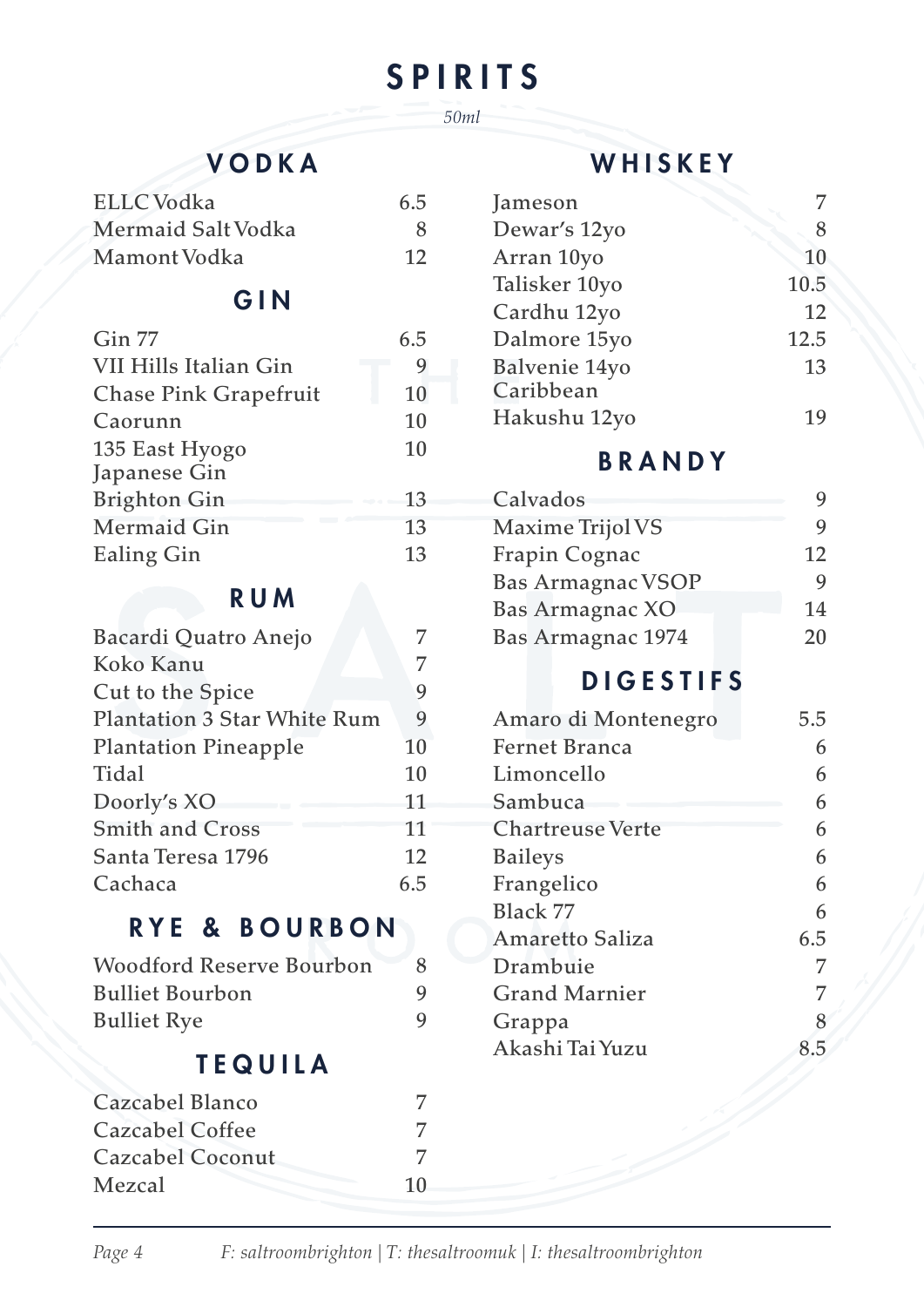# SPIRITS

*50ml*

## VODKA

| | |
|---|---|
| ELLC Vodka | 6.5 |
| Mermaid Salt Vodka | 8 |
| Mamont Vodka | 12 |

## GIN

| | |
|---|---|
| Gin 77 | 6.5 |
| VII Hills Italian Gin | 9 |
| Chase Pink Grapefruit | 10 |
| Caorunn | 10 |
| 135 East Hyogo Japanese Gin | 10 |
| Brighton Gin | 13 |
| Mermaid Gin | 13 |
| Ealing Gin | 13 |

## RUM

| | |
|---|---|
| Bacardi Quatro Anejo | 7 |
| Koko Kanu | 7 |
| Cut to the Spice | 9 |
| Plantation 3 Star White Rum | 9 |
| Plantation Pineapple | 10 |
| Tidal | 10 |
| Doorly's XO | 11 |
| Smith and Cross | 11 |
| Santa Teresa 1796 | 12 |
| Cachaca | 6.5 |

## RYE & BOURBON

| | |
|---|---|
| Woodford Reserve Bourbon | 8 |
| Bulliet Bourbon | 9 |
| Bulliet Rye | 9 |

## TEQUILA

| | |
|---|---|
| Cazcabel Blanco | 7 |
| Cazcabel Coffee | 7 |
| Cazcabel Coconut | 7 |
| Mezcal | 10 |

## WHISKEY

| | |
|---|---|
| Jameson | 7 |
| Dewar's 12yo | 8 |
| Arran 10yo | 10 |
| Talisker 10yo | 10.5 |
| Cardhu 12yo | 12 |
| Dalmore 15yo | 12.5 |
| Balvenie 14yo Caribbean | 13 |
| Hakushu 12yo | 19 |

## BRANDY

| | |
|---|---|
| Calvados | 9 |
| Maxime Trijol VS | 9 |
| Frapin Cognac | 12 |
| Bas Armagnac VSOP | 9 |
| Bas Armagnac XO | 14 |
| Bas Armagnac 1974 | 20 |

## DIGESTIFS

| | |
|---|---|
| Amaro di Montenegro | 5.5 |
| Fernet Branca | 6 |
| Limoncello | 6 |
| Sambuca | 6 |
| Chartreuse Verte | 6 |
| Baileys | 6 |
| Frangelico | 6 |
| Black 77 | 6 |
| Amaretto Saliza | 6.5 |
| Drambuie | 7 |
| Grand Marnier | 7 |
| Grappa | 8 |
| Akashi Tai Yuzu | 8.5 |

*F: saltroombrighton | T: thesaltroomuk | I: thesaltroombrighton*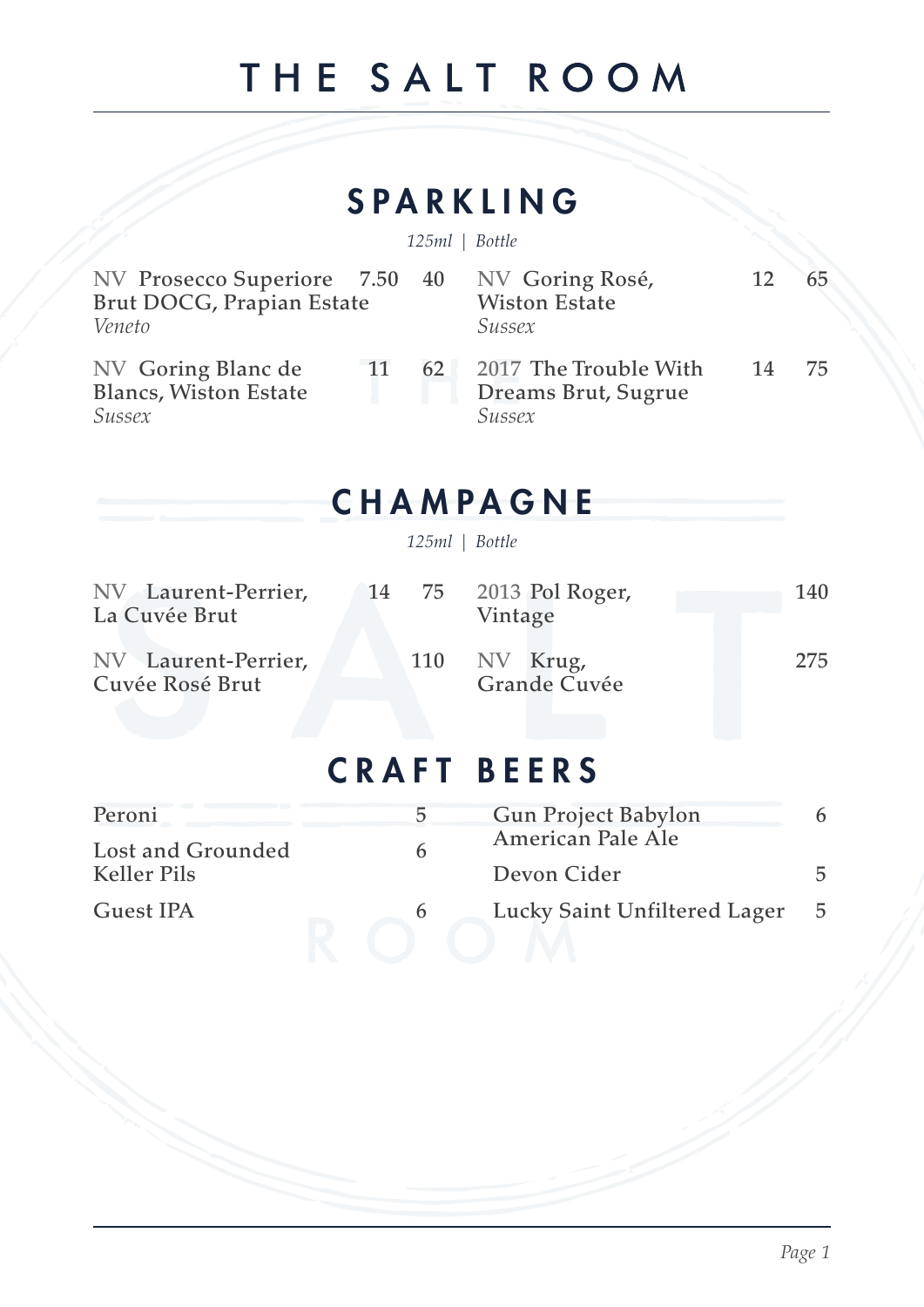# THE SALT ROOM

## SPARKLING

| Wine | 125ml | Bottle |
| --- | --- | --- |
| NV Prosecco Superiore Brut DOCG, Prapian Estate<br>*Veneto* | 7.50 | 40 |
| NV Goring Blanc de Blancs, Wiston Estate<br>*Sussex* | 11 | 62 |
| NV Goring Rosé, Wiston Estate<br>*Sussex* | 12 | 65 |
| 2017 The Trouble With Dreams Brut, Sugrue<br>*Sussex* | 14 | 75 |

## CHAMPAGNE

| Wine | 125ml | Bottle |
| --- | --- | --- |
| NV Laurent-Perrier, La Cuvée Brut | 14 | 75 |
| NV Laurent-Perrier, Cuvée Rosé Brut | | 110 |
| 2013 Pol Roger, Vintage | | 140 |
| NV Krug, Grande Cuvée | | 275 |

## CRAFT BEERS

| Beer | Price |
| --- | --- |
| Peroni | 5 |
| Lost and Grounded Keller Pils | 6 |
| Guest IPA | 6 |
| Gun Project Babylon American Pale Ale | 6 |
| Devon Cider | 5 |
| Lucky Saint Unfiltered Lager | 5 |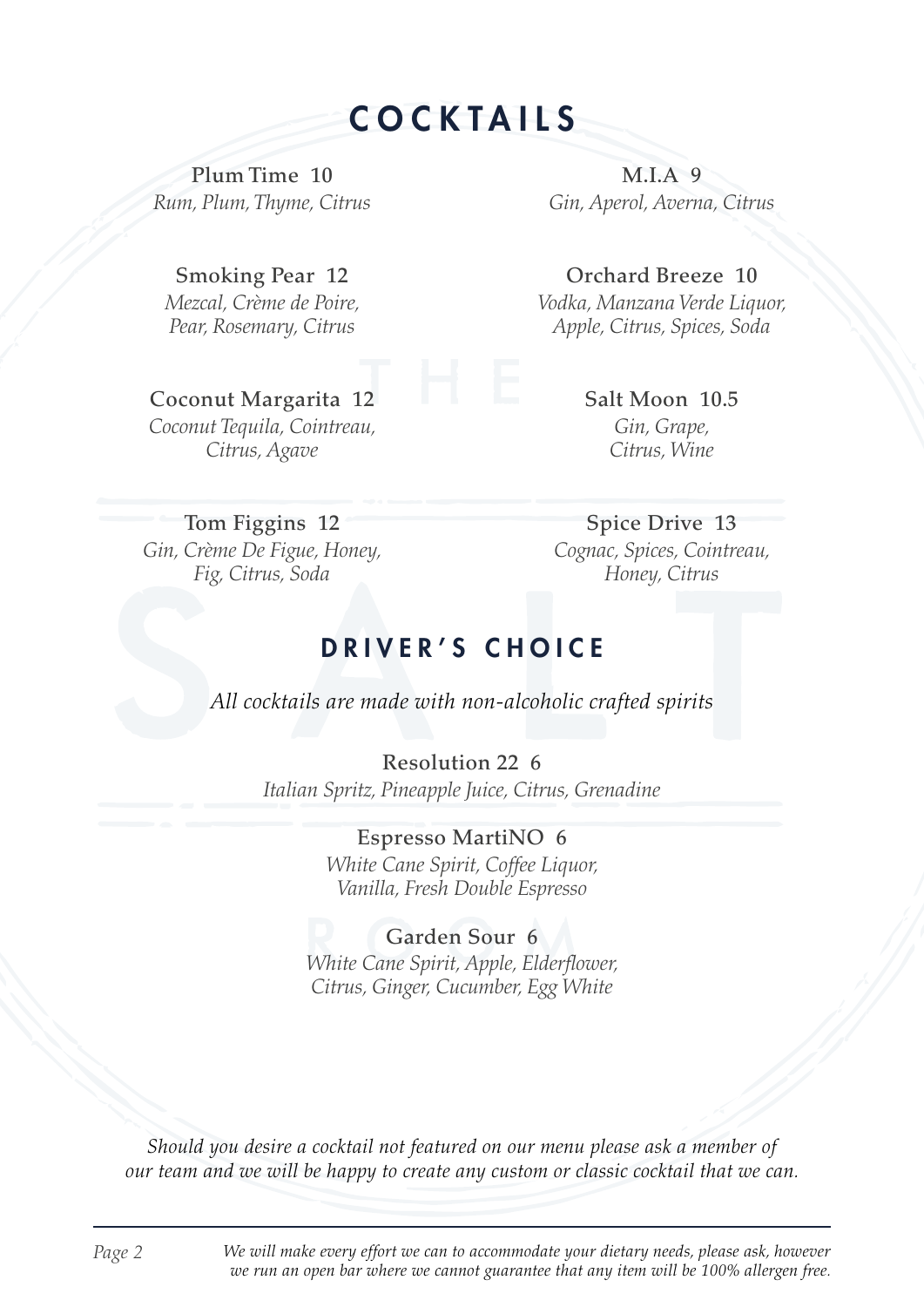# COCKTAILS

**Plum Time 10**
*Rum, Plum, Thyme, Citrus*

**M.I.A 9**
*Gin, Aperol, Averna, Citrus*

**Smoking Pear 12**
*Mezcal, Crème de Poire, Pear, Rosemary, Citrus*

**Orchard Breeze 10**
*Vodka, Manzana Verde Liquor, Apple, Citrus, Spices, Soda*

**Coconut Margarita 12**
*Coconut Tequila, Cointreau, Citrus, Agave*

**Salt Moon 10.5**
*Gin, Grape, Citrus, Wine*

**Tom Figgins 12**
*Gin, Crème De Figue, Honey, Fig, Citrus, Soda*

**Spice Drive 13**
*Cognac, Spices, Cointreau, Honey, Citrus*

## DRIVER'S CHOICE

*All cocktails are made with non-alcoholic crafted spirits*

**Resolution 22 6**
*Italian Spritz, Pineapple Juice, Citrus, Grenadine*

**Espresso MartiNO 6**
*White Cane Spirit, Coffee Liquor, Vanilla, Fresh Double Espresso*

**Garden Sour 6**
*White Cane Spirit, Apple, Elderflower, Citrus, Ginger, Cucumber, Egg White*

*Should you desire a cocktail not featured on our menu please ask a member of our team and we will be happy to create any custom or classic cocktail that we can.*

*We will make every effort we can to accommodate your dietary needs, please ask, however we run an open bar where we cannot guarantee that any item will be 100% allergen free.*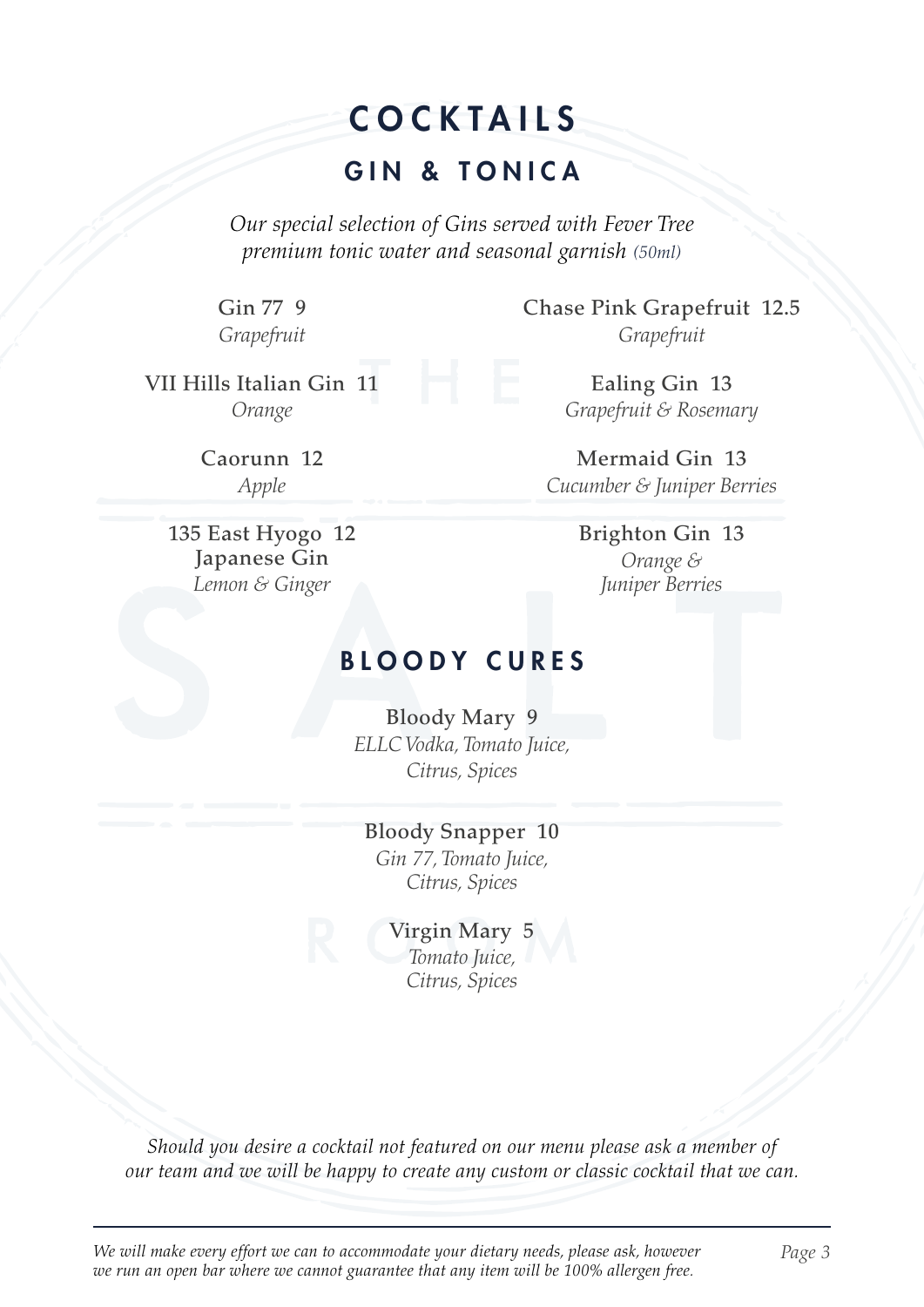# COCKTAILS

## GIN & TONICA

*Our special selection of Gins served with Fever Tree premium tonic water and seasonal garnish (50ml)*

**Gin 77** 9
*Grapefruit*

**VII Hills Italian Gin** 11
*Orange*

**Caorunn** 12
*Apple*

**135 East Hyogo Japanese Gin** 12
*Lemon & Ginger*

**Chase Pink Grapefruit** 12.5
*Grapefruit*

**Ealing Gin** 13
*Grapefruit & Rosemary*

**Mermaid Gin** 13
*Cucumber & Juniper Berries*

**Brighton Gin** 13
*Orange & Juniper Berries*

## BLOODY CURES

**Bloody Mary** 9
*ELLC Vodka, Tomato Juice, Citrus, Spices*

**Bloody Snapper** 10
*Gin 77, Tomato Juice, Citrus, Spices*

**Virgin Mary** 5
*Tomato Juice, Citrus, Spices*

*Should you desire a cocktail not featured on our menu please ask a member of our team and we will be happy to create any custom or classic cocktail that we can.*

*We will make every effort we can to accommodate your dietary needs, please ask, however we run an open bar where we cannot guarantee that any item will be 100% allergen free.*